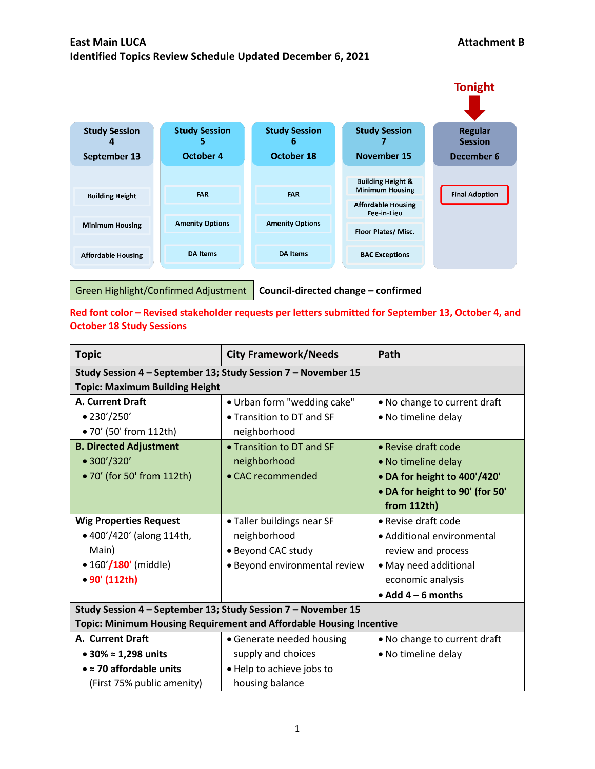**East Main LUCA** **Attachment B**

**Identified Topics Review Schedule Updated December 6, 2021**

**Tonight**

| Study Session 4 September 13 | Study Session 5 October 4 | Study Session 6 October 18 | Study Session 7 November 15 | Regular Session December 6 |
|---|---|---|---|---|
| Building Height | FAR | FAR | Building Height & Minimum Housing | Final Adoption |
| Minimum Housing | Amenity Options | Amenity Options | Affordable Housing Fee-in-Lieu | |
| Affordable Housing | DA Items | DA Items | Floor Plates/ Misc. | |
| | | | BAC Exceptions | |

Green Highlight/Confirmed Adjustment — **Council-directed change – confirmed**

**Red font color – Revised stakeholder requests per letters submitted for September 13, October 4, and October 18 Study Sessions**

| Topic | City Framework/Needs | Path |
|---|---|---|
| **Study Session 4 – September 13; Study Session 7 – November 15 Topic: Maximum Building Height** | | |
| **A. Current Draft** • 230'/250' • 70' (50' from 112th) | • Urban form "wedding cake" • Transition to DT and SF neighborhood | • No change to current draft • No timeline delay |
| **B. Directed Adjustment** • 300'/320' • 70' (for 50' from 112th) | • Transition to DT and SF neighborhood • CAC recommended | • Revise draft code • No timeline delay • **DA for height to 400'/420'** • **DA for height to 90' (for 50' from 112th)** |
| **Wig Properties Request** • 400'/420' (along 114th, Main) • 160'/180' (middle) • 90' (112th) | • Taller buildings near SF neighborhood • Beyond CAC study • Beyond environmental review | • Revise draft code • Additional environmental review and process • May need additional economic analysis • **Add 4 – 6 months** |
| **Study Session 4 – September 13; Study Session 7 – November 15 Topic: Minimum Housing Requirement and Affordable Housing Incentive** | | |
| **A. Current Draft** • **30% ≈ 1,298 units** • **≈ 70 affordable units** (First 75% public amenity) | • Generate needed housing supply and choices • Help to achieve jobs to housing balance | • No change to current draft • No timeline delay |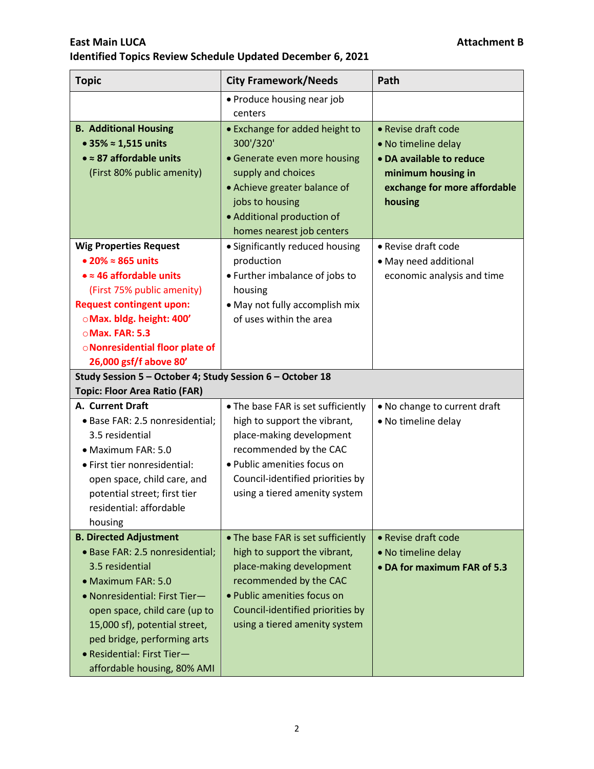**East Main LUCA** **Attachment B**

**Identified Topics Review Schedule Updated December 6, 2021**

| Topic | City Framework/Needs | Path |
|---|---|---|
| | • Produce housing near job centers | |
| **B. Additional Housing**<br>• **35% ≈ 1,515 units**<br>• **≈ 87 affordable units**<br>(First 80% public amenity) | • Exchange for added height to 300'/320'<br>• Generate even more housing supply and choices<br>• Achieve greater balance of jobs to housing<br>• Additional production of homes nearest job centers | • Revise draft code<br>• No timeline delay<br>• **DA available to reduce minimum housing in exchange for more affordable housing** |
| **Wig Properties Request**<br>• **20% ≈ 865 units**<br>• **≈ 46 affordable units**<br>(First 75% public amenity)<br>**Request contingent upon:**<br>○ **Max. bldg. height: 400'**<br>○ **Max. FAR: 5.3**<br>○ **Nonresidential floor plate of 26,000 gsf/f above 80'** | • Significantly reduced housing production<br>• Further imbalance of jobs to housing<br>• May not fully accomplish mix of uses within the area | • Revise draft code<br>• May need additional economic analysis and time |
| **Study Session 5 – October 4; Study Session 6 – October 18**<br>**Topic: Floor Area Ratio (FAR)** | | |
| **A. Current Draft**<br>• Base FAR: 2.5 nonresidential; 3.5 residential<br>• Maximum FAR: 5.0<br>• First tier nonresidential: open space, child care, and potential street; first tier residential: affordable housing | • The base FAR is set sufficiently high to support the vibrant, place-making development recommended by the CAC<br>• Public amenities focus on Council-identified priorities by using a tiered amenity system | • No change to current draft<br>• No timeline delay |
| **B. Directed Adjustment**<br>• Base FAR: 2.5 nonresidential; 3.5 residential<br>• Maximum FAR: 5.0<br>• Nonresidential: First Tier—open space, child care (up to 15,000 sf), potential street, ped bridge, performing arts<br>• Residential: First Tier—affordable housing, 80% AMI | • The base FAR is set sufficiently high to support the vibrant, place-making development recommended by the CAC<br>• Public amenities focus on Council-identified priorities by using a tiered amenity system | • Revise draft code<br>• No timeline delay<br>• **DA for maximum FAR of 5.3** |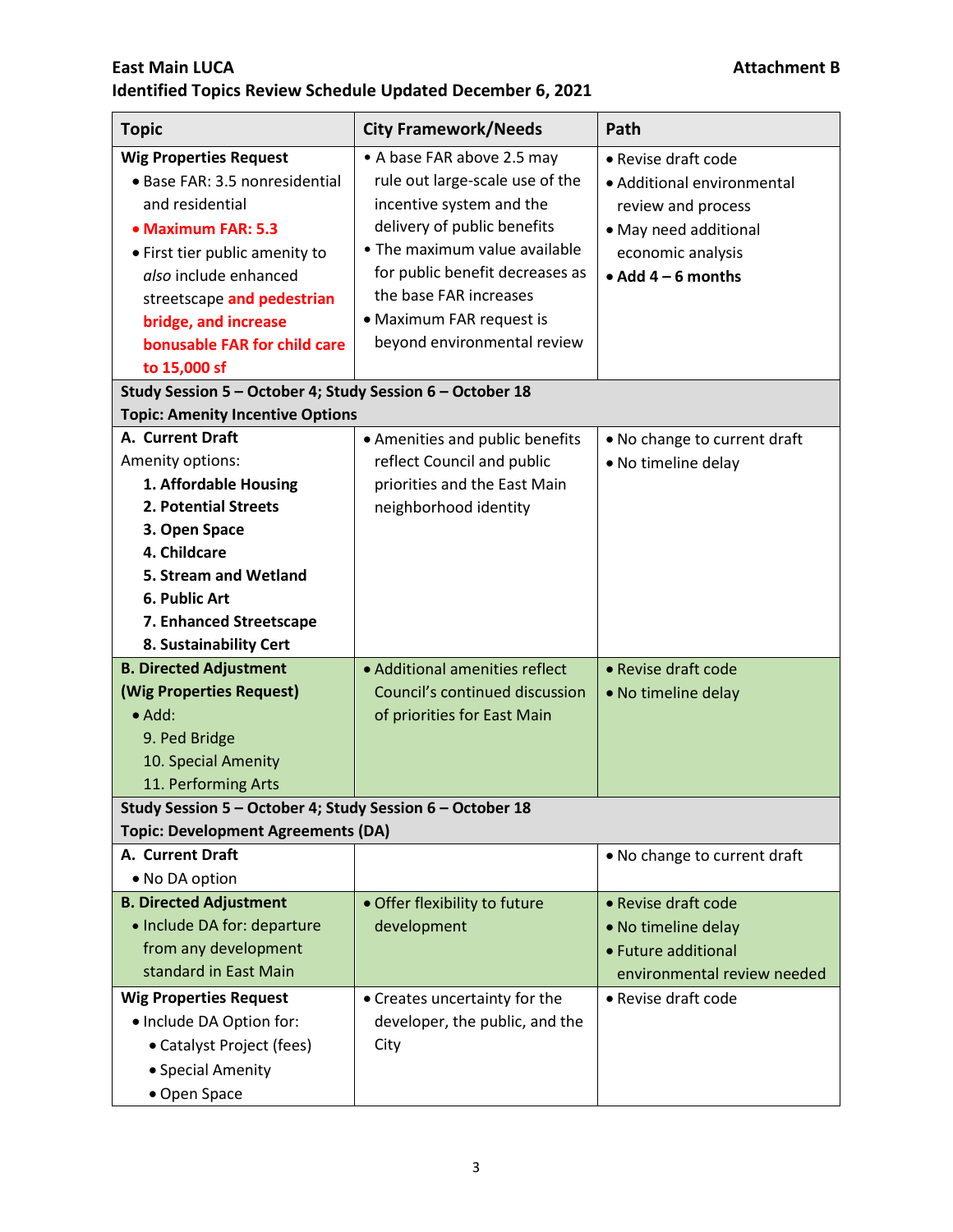**East Main LUCA** **Attachment B**

**Identified Topics Review Schedule Updated December 6, 2021**

| **Topic** | **City Framework/Needs** | **Path** |
|---|---|---|
| **Wig Properties Request**<br>• Base FAR: 3.5 nonresidential and residential<br>• **Maximum FAR: 5.3**<br>• First tier public amenity to *also* include enhanced streetscape **and pedestrian bridge, and increase bonusable FAR for child care to 15,000 sf** | • A base FAR above 2.5 may rule out large-scale use of the incentive system and the delivery of public benefits<br>• The maximum value available for public benefit decreases as the base FAR increases<br>• Maximum FAR request is beyond environmental review | • Revise draft code<br>• Additional environmental review and process<br>• May need additional economic analysis<br>• **Add 4 – 6 months** |
| **Study Session 5 – October 4; Study Session 6 – October 18**<br>**Topic: Amenity Incentive Options** | | |
| **A. Current Draft**<br>Amenity options:<br>**1. Affordable Housing**<br>**2. Potential Streets**<br>**3. Open Space**<br>**4. Childcare**<br>**5. Stream and Wetland**<br>**6. Public Art**<br>**7. Enhanced Streetscape**<br>**8. Sustainability Cert** | • Amenities and public benefits reflect Council and public priorities and the East Main neighborhood identity | • No change to current draft<br>• No timeline delay |
| **B. Directed Adjustment (Wig Properties Request)**<br>• Add:<br>9. Ped Bridge<br>10. Special Amenity<br>11. Performing Arts | • Additional amenities reflect Council's continued discussion of priorities for East Main | • Revise draft code<br>• No timeline delay |
| **Study Session 5 – October 4; Study Session 6 – October 18**<br>**Topic: Development Agreements (DA)** | | |
| **A. Current Draft**<br>• No DA option | | • No change to current draft |
| **B. Directed Adjustment**<br>• Include DA for: departure from any development standard in East Main | • Offer flexibility to future development | • Revise draft code<br>• No timeline delay<br>• Future additional environmental review needed |
| **Wig Properties Request**<br>• Include DA Option for:<br>• Catalyst Project (fees)<br>• Special Amenity<br>• Open Space | • Creates uncertainty for the developer, the public, and the City | • Revise draft code |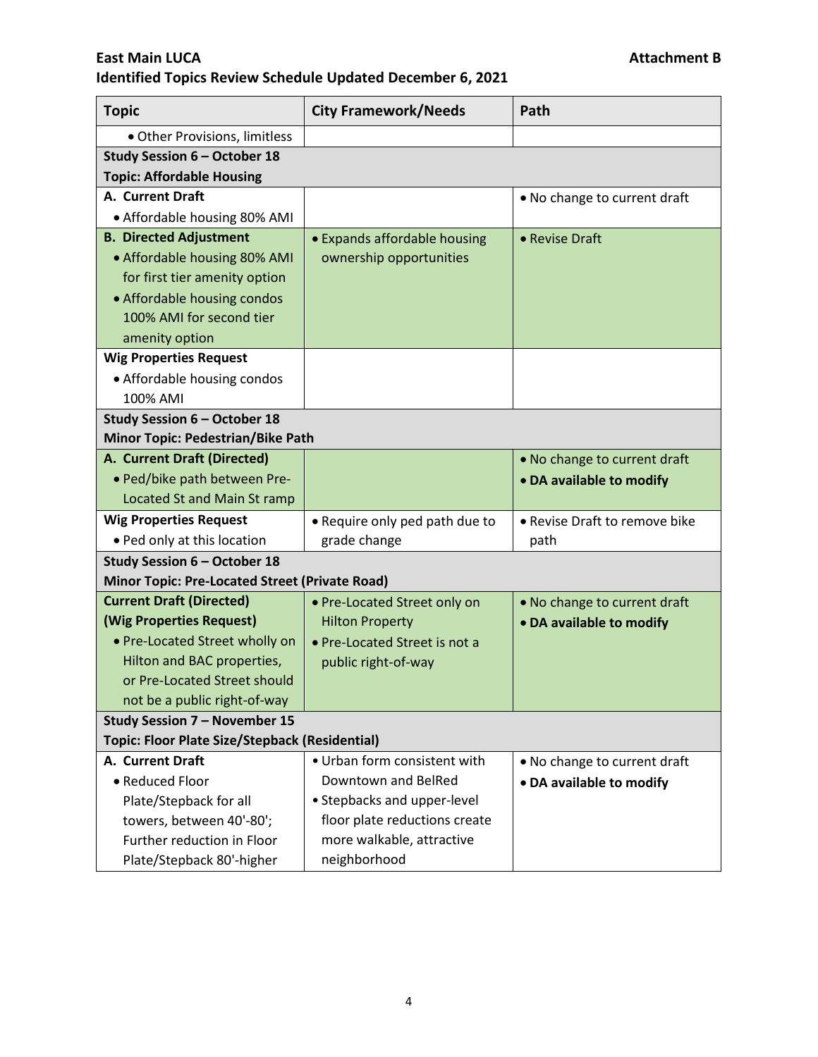**East Main LUCA** **Attachment B**

**Identified Topics Review Schedule Updated December 6, 2021**

| Topic | City Framework/Needs | Path |
|---|---|---|
| • Other Provisions, limitless | | |
| **Study Session 6 – October 18**<br>**Topic: Affordable Housing** | | |
| **A. Current Draft**<br>• Affordable housing 80% AMI | | • No change to current draft |
| **B. Directed Adjustment**<br>• Affordable housing 80% AMI for first tier amenity option<br>• Affordable housing condos 100% AMI for second tier amenity option | • Expands affordable housing ownership opportunities | • Revise Draft |
| **Wig Properties Request**<br>• Affordable housing condos 100% AMI | | |
| **Study Session 6 – October 18**<br>**Minor Topic: Pedestrian/Bike Path** | | |
| **A. Current Draft (Directed)**<br>• Ped/bike path between Pre-Located St and Main St ramp | | • No change to current draft<br>• **DA available to modify** |
| **Wig Properties Request**<br>• Ped only at this location | • Require only ped path due to grade change | • Revise Draft to remove bike path |
| **Study Session 6 – October 18**<br>**Minor Topic: Pre-Located Street (Private Road)** | | |
| **Current Draft (Directed)**<br>**(Wig Properties Request)**<br>• Pre-Located Street wholly on Hilton and BAC properties, or Pre-Located Street should not be a public right-of-way | • Pre-Located Street only on Hilton Property<br>• Pre-Located Street is not a public right-of-way | • No change to current draft<br>• **DA available to modify** |
| **Study Session 7 – November 15**<br>**Topic: Floor Plate Size/Stepback (Residential)** | | |
| **A. Current Draft**<br>• Reduced Floor Plate/Stepback for all towers, between 40'-80'; Further reduction in Floor Plate/Stepback 80'-higher | • Urban form consistent with Downtown and BelRed<br>• Stepbacks and upper-level floor plate reductions create more walkable, attractive neighborhood | • No change to current draft<br>• **DA available to modify** |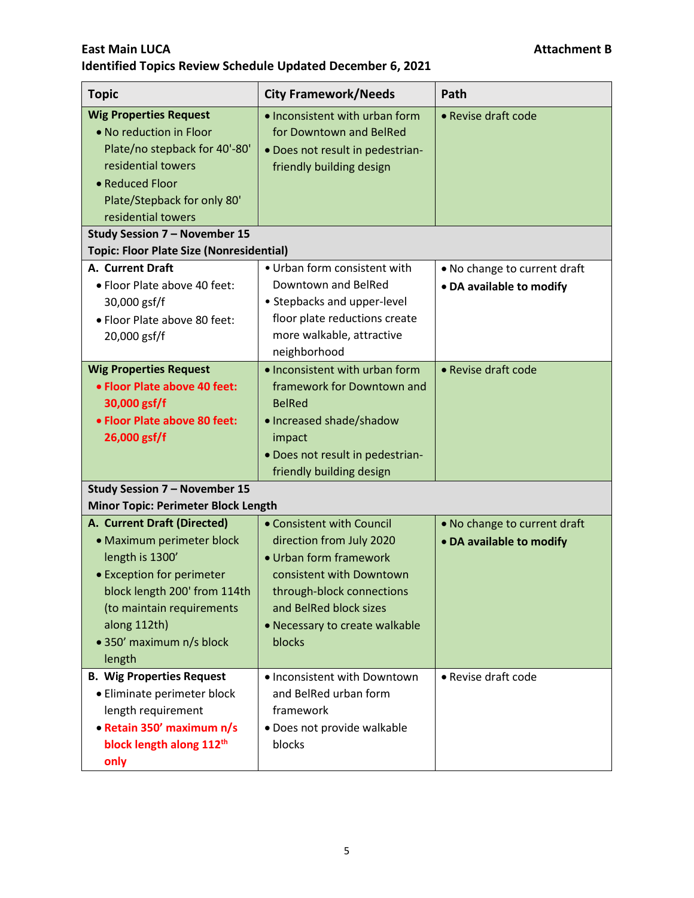**East Main LUCA** **Attachment B**

**Identified Topics Review Schedule Updated December 6, 2021**

| Topic | City Framework/Needs | Path |
|---|---|---|
| **Wig Properties Request**<br>• No reduction in Floor Plate/no stepback for 40'-80' residential towers<br>• Reduced Floor Plate/Stepback for only 80' residential towers | • Inconsistent with urban form for Downtown and BelRed<br>• Does not result in pedestrian-friendly building design | • Revise draft code |
| **Study Session 7 – November 15**<br>**Topic: Floor Plate Size (Nonresidential)** | | |
| **A. Current Draft**<br>• Floor Plate above 40 feet: 30,000 gsf/f<br>• Floor Plate above 80 feet: 20,000 gsf/f | • Urban form consistent with Downtown and BelRed<br>• Stepbacks and upper-level floor plate reductions create more walkable, attractive neighborhood | • No change to current draft<br>• **DA available to modify** |
| **Wig Properties Request**<br>• **Floor Plate above 40 feet: 30,000 gsf/f**<br>• **Floor Plate above 80 feet: 26,000 gsf/f** | • Inconsistent with urban form framework for Downtown and BelRed<br>• Increased shade/shadow impact<br>• Does not result in pedestrian-friendly building design | • Revise draft code |
| **Study Session 7 – November 15**<br>**Minor Topic: Perimeter Block Length** | | |
| **A. Current Draft (Directed)**<br>• Maximum perimeter block length is 1300'<br>• Exception for perimeter block length 200' from 114th (to maintain requirements along 112th)<br>• 350' maximum n/s block length | • Consistent with Council direction from July 2020<br>• Urban form framework consistent with Downtown through-block connections and BelRed block sizes<br>• Necessary to create walkable blocks | • No change to current draft<br>• **DA available to modify** |
| **B. Wig Properties Request**<br>• Eliminate perimeter block length requirement<br>• **Retain 350' maximum n/s block length along 112th only** | • Inconsistent with Downtown and BelRed urban form framework<br>• Does not provide walkable blocks | • Revise draft code |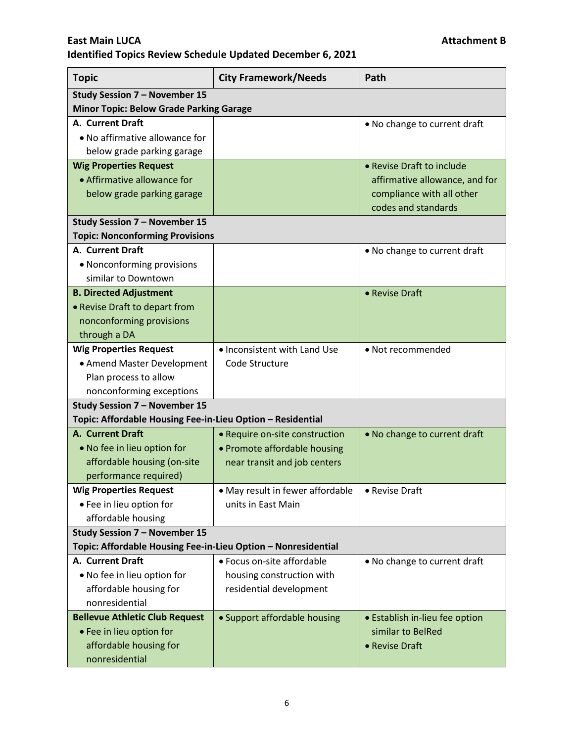**East Main LUCA** **Attachment B**

**Identified Topics Review Schedule Updated December 6, 2021**

| Topic | City Framework/Needs | Path |
|---|---|---|
| **Study Session 7 – November 15**<br>**Minor Topic: Below Grade Parking Garage** | | |
| **A. Current Draft**<br>• No affirmative allowance for below grade parking garage | | • No change to current draft |
| **Wig Properties Request**<br>• Affirmative allowance for below grade parking garage | | • Revise Draft to include affirmative allowance, and for compliance with all other codes and standards |
| **Study Session 7 – November 15**<br>**Topic: Nonconforming Provisions** | | |
| **A. Current Draft**<br>• Nonconforming provisions similar to Downtown | | • No change to current draft |
| **B. Directed Adjustment**<br>• Revise Draft to depart from nonconforming provisions through a DA | | • Revise Draft |
| **Wig Properties Request**<br>• Amend Master Development Plan process to allow nonconforming exceptions | • Inconsistent with Land Use Code Structure | • Not recommended |
| **Study Session 7 – November 15**<br>**Topic: Affordable Housing Fee-in-Lieu Option – Residential** | | |
| **A. Current Draft**<br>• No fee in lieu option for affordable housing (on-site performance required) | • Require on-site construction<br>• Promote affordable housing near transit and job centers | • No change to current draft |
| **Wig Properties Request**<br>• Fee in lieu option for affordable housing | • May result in fewer affordable units in East Main | • Revise Draft |
| **Study Session 7 – November 15**<br>**Topic: Affordable Housing Fee-in-Lieu Option – Nonresidential** | | |
| **A. Current Draft**<br>• No fee in lieu option for affordable housing for nonresidential | • Focus on-site affordable housing construction with residential development | • No change to current draft |
| **Bellevue Athletic Club Request**<br>• Fee in lieu option for affordable housing for nonresidential | • Support affordable housing | • Establish in-lieu fee option similar to BelRed<br>• Revise Draft |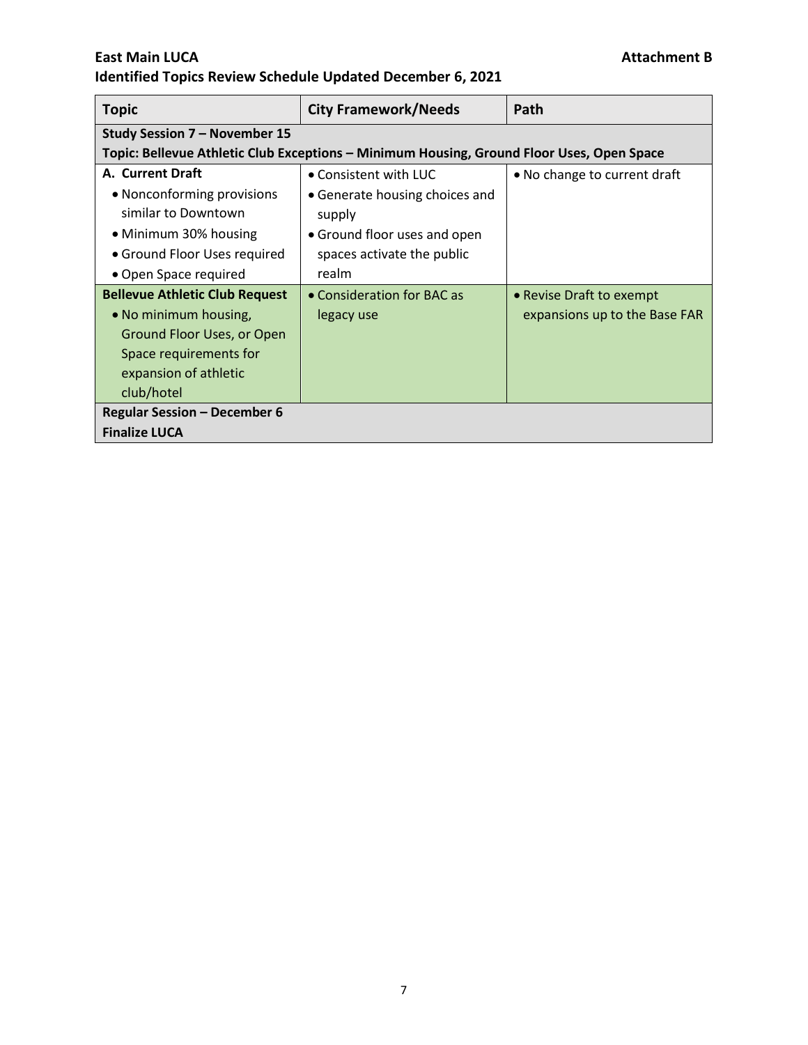**East Main LUCA** **Attachment B**

**Identified Topics Review Schedule Updated December 6, 2021**

| Topic | City Framework/Needs | Path |
|---|---|---|
| **Study Session 7 – November 15**<br>**Topic: Bellevue Athletic Club Exceptions – Minimum Housing, Ground Floor Uses, Open Space** | | |
| **A. Current Draft**<br>• Nonconforming provisions similar to Downtown<br>• Minimum 30% housing<br>• Ground Floor Uses required<br>• Open Space required | • Consistent with LUC<br>• Generate housing choices and supply<br>• Ground floor uses and open spaces activate the public realm | • No change to current draft |
| **Bellevue Athletic Club Request**<br>• No minimum housing, Ground Floor Uses, or Open Space requirements for expansion of athletic club/hotel | • Consideration for BAC as legacy use | • Revise Draft to exempt expansions up to the Base FAR |
| **Regular Session – December 6**<br>**Finalize LUCA** | | |